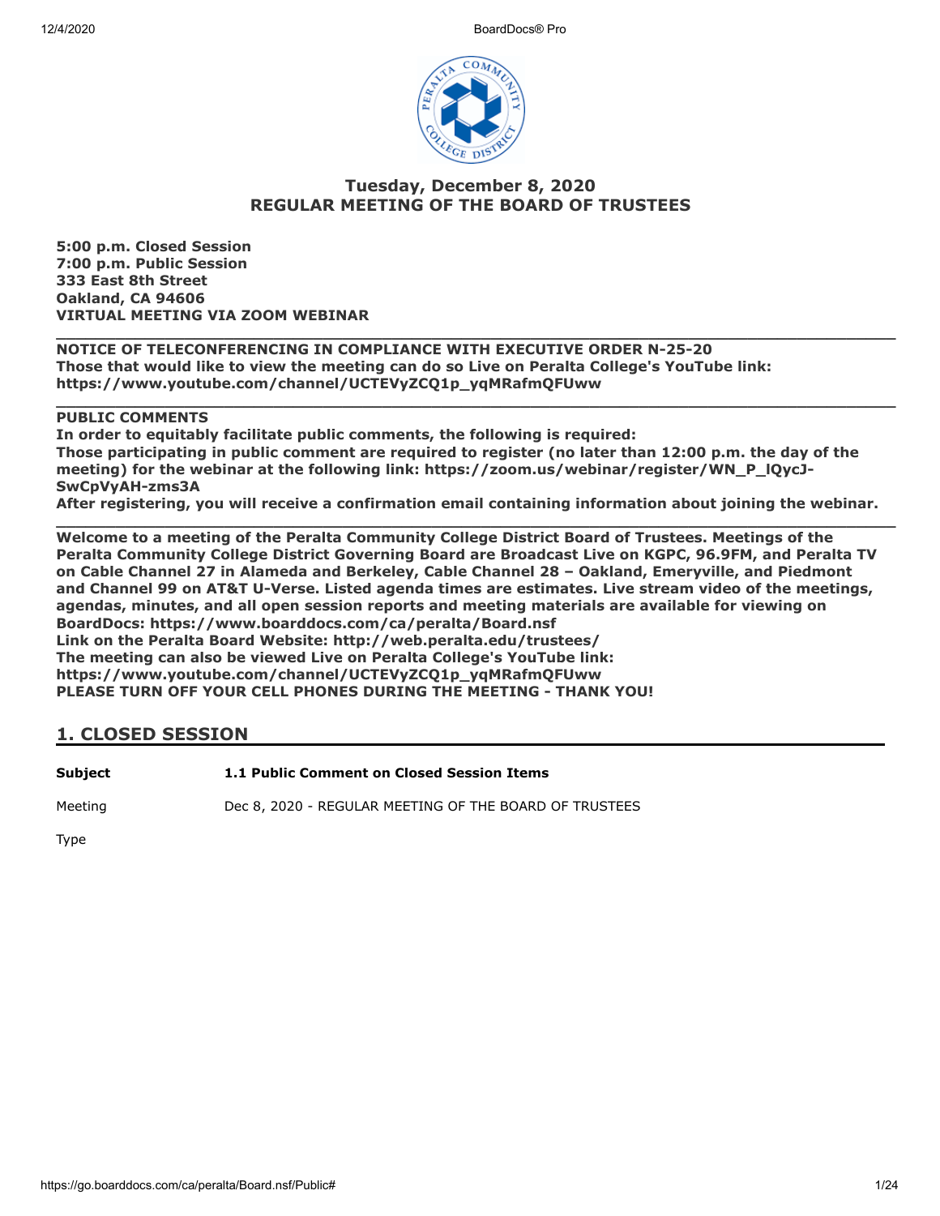# Tuesday, December 8, 2020
# REGULAR MEETING OF THE BOARD OF TRUSTEES

**5:00 p.m. Closed Session**
**7:00 p.m. Public Session**
**333 East 8th Street**
**Oakland, CA 94606**
**VIRTUAL MEETING VIA ZOOM WEBINAR**

---

**NOTICE OF TELECONFERENCING IN COMPLIANCE WITH EXECUTIVE ORDER N-25-20**
**Those that would like to view the meeting can do so Live on Peralta College's YouTube link: https://www.youtube.com/channel/UCTEVyZCQ1p_yqMRafmQFUww**

---

**PUBLIC COMMENTS**
**In order to equitably facilitate public comments, the following is required:**
**Those participating in public comment are required to register (no later than 12:00 p.m. the day of the meeting) for the webinar at the following link: https://zoom.us/webinar/register/WN_P_lQycJ-SwCpVyAH-zms3A**
**After registering, you will receive a confirmation email containing information about joining the webinar.**

---

**Welcome to a meeting of the Peralta Community College District Board of Trustees. Meetings of the Peralta Community College District Governing Board are Broadcast Live on KGPC, 96.9FM, and Peralta TV on Cable Channel 27 in Alameda and Berkeley, Cable Channel 28 – Oakland, Emeryville, and Piedmont and Channel 99 on AT&T U-Verse. Listed agenda times are estimates. Live stream video of the meetings, agendas, minutes, and all open session reports and meeting materials are available for viewing on BoardDocs: https://www.boarddocs.com/ca/peralta/Board.nsf**
**Link on the Peralta Board Website: http://web.peralta.edu/trustees/**
**The meeting can also be viewed Live on Peralta College's YouTube link: https://www.youtube.com/channel/UCTEVyZCQ1p_yqMRafmQFUww**
**PLEASE TURN OFF YOUR CELL PHONES DURING THE MEETING - THANK YOU!**

## 1. CLOSED SESSION

| | |
|---|---|
| **Subject** | **1.1 Public Comment on Closed Session Items** |
| Meeting | Dec 8, 2020 - REGULAR MEETING OF THE BOARD OF TRUSTEES |
| Type | |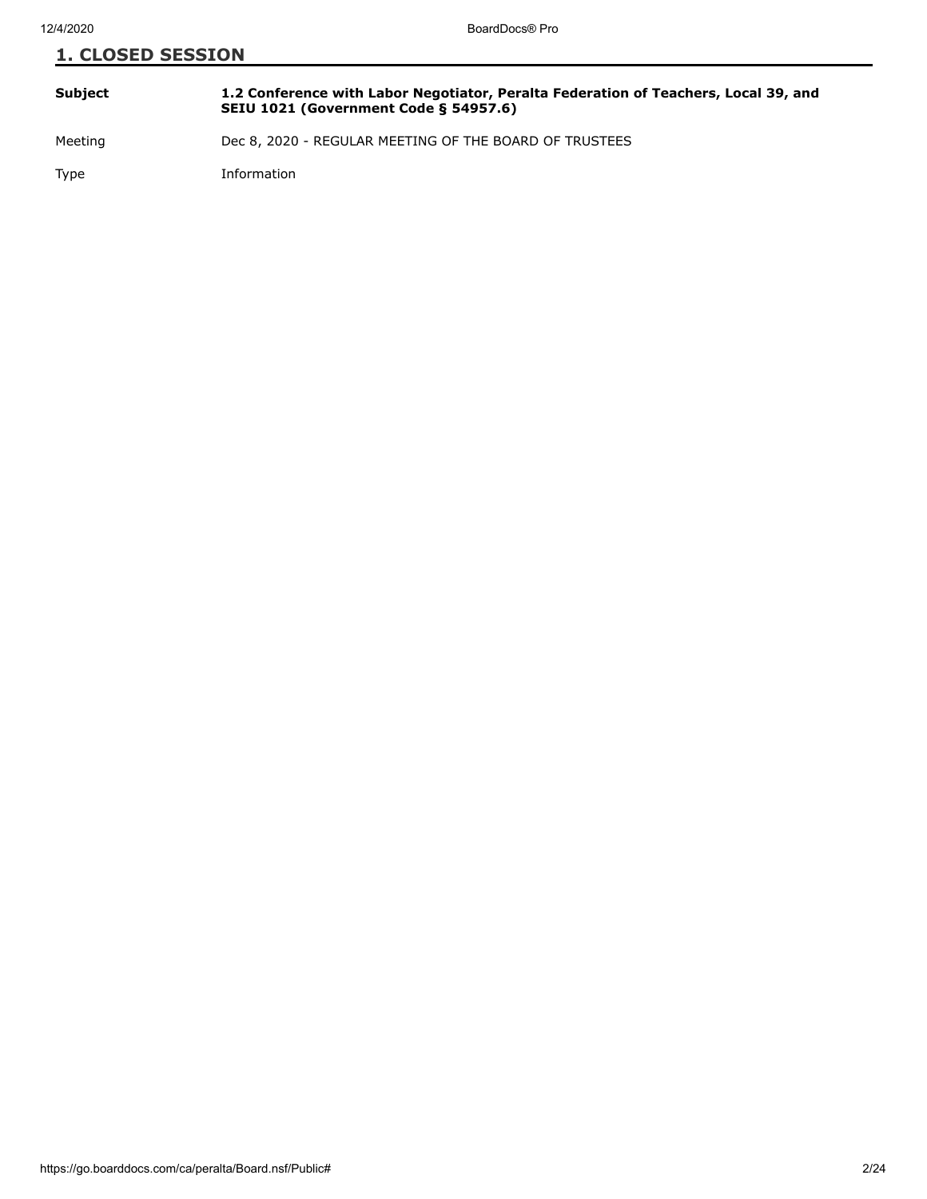## 1. CLOSED SESSION

| | |
|---|---|
| **Subject** | **1.2 Conference with Labor Negotiator, Peralta Federation of Teachers, Local 39, and SEIU 1021 (Government Code § 54957.6)** |
| Meeting | Dec 8, 2020 - REGULAR MEETING OF THE BOARD OF TRUSTEES |
| Type | Information |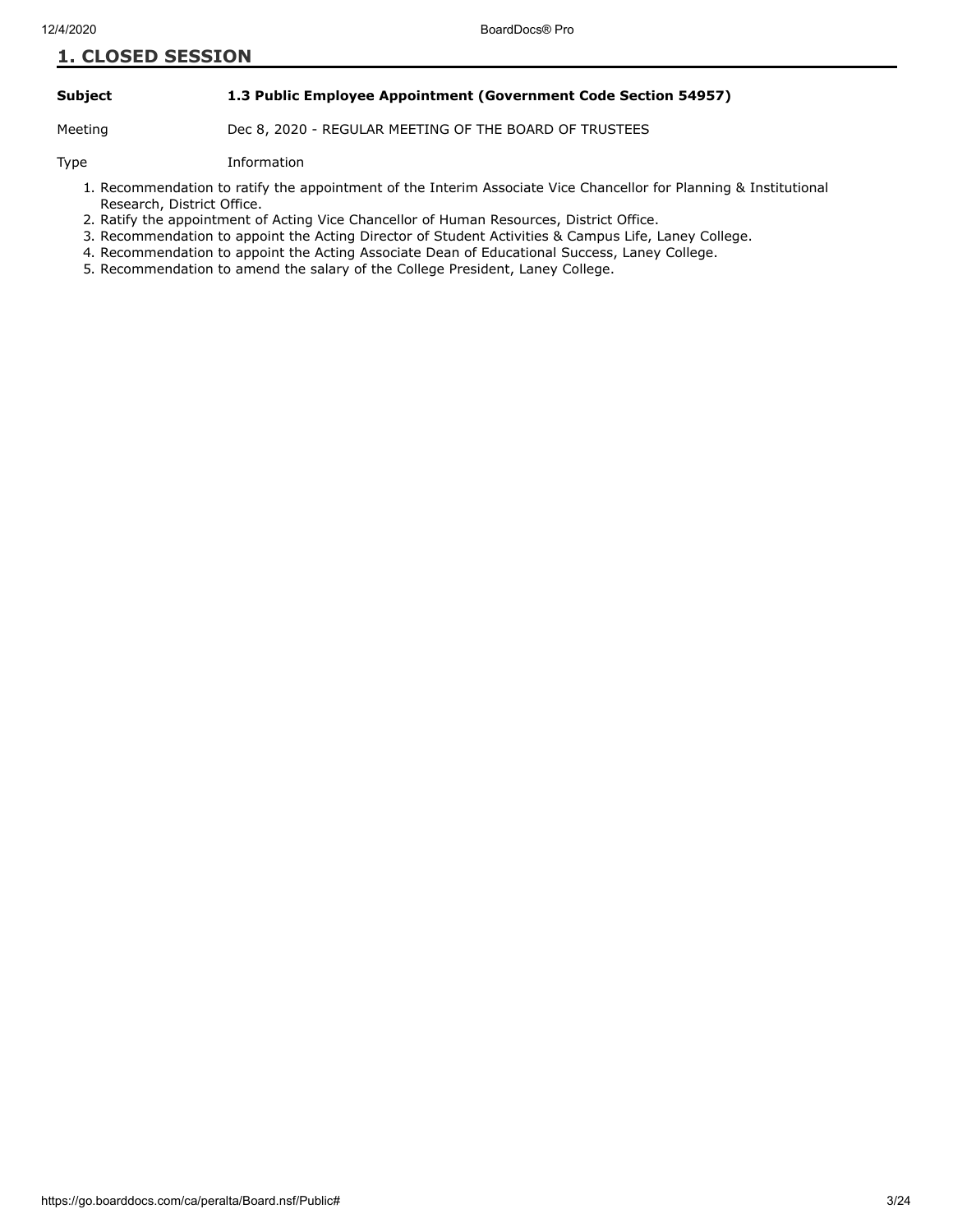## 1. CLOSED SESSION

**Subject** **1.3 Public Employee Appointment (Government Code Section 54957)**

Meeting Dec 8, 2020 - REGULAR MEETING OF THE BOARD OF TRUSTEES

Type Information

1. Recommendation to ratify the appointment of the Interim Associate Vice Chancellor for Planning & Institutional Research, District Office.
2. Ratify the appointment of Acting Vice Chancellor of Human Resources, District Office.
3. Recommendation to appoint the Acting Director of Student Activities & Campus Life, Laney College.
4. Recommendation to appoint the Acting Associate Dean of Educational Success, Laney College.
5. Recommendation to amend the salary of the College President, Laney College.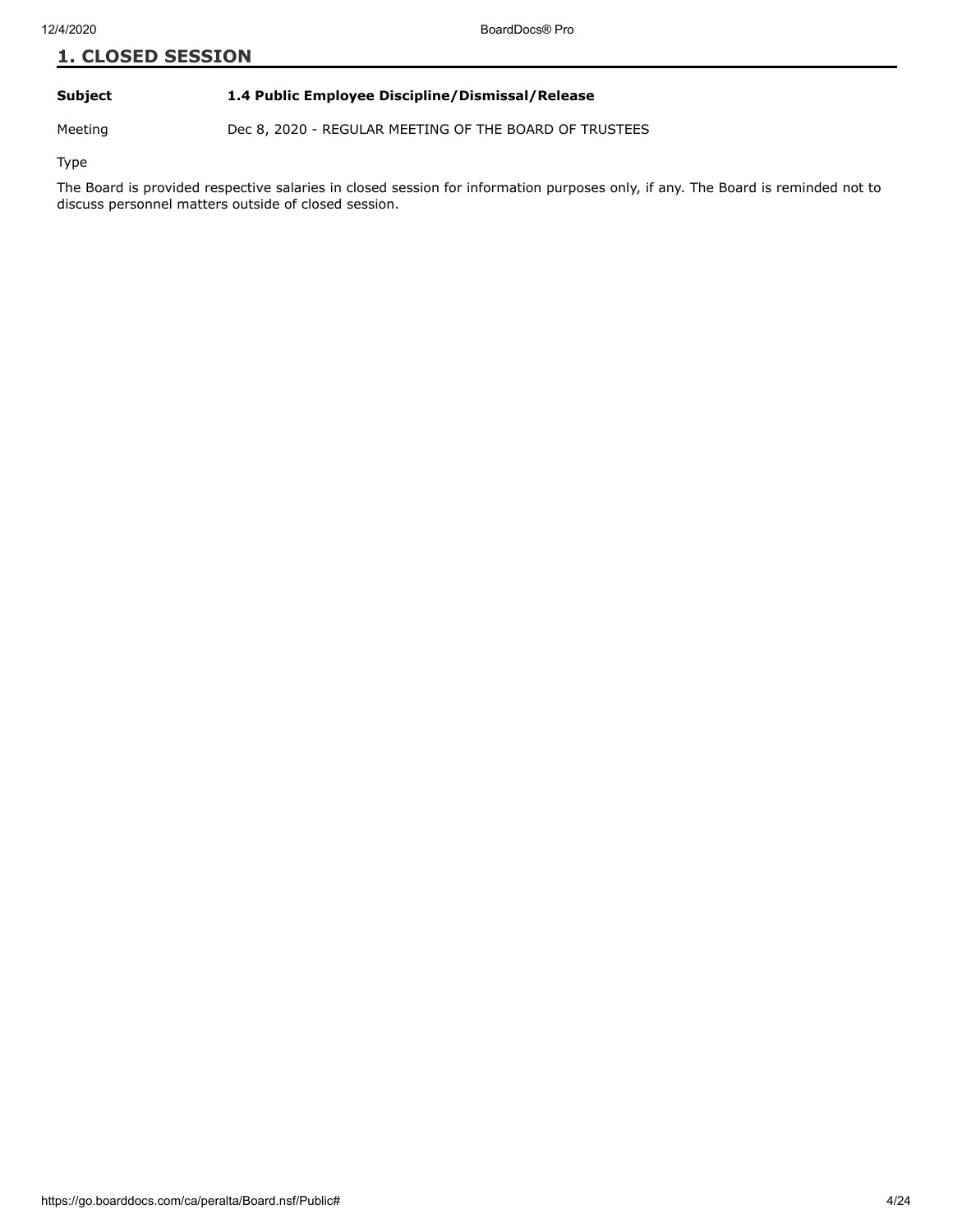## 1. CLOSED SESSION

**Subject** **1.4 Public Employee Discipline/Dismissal/Release**

Meeting Dec 8, 2020 - REGULAR MEETING OF THE BOARD OF TRUSTEES

Type

The Board is provided respective salaries in closed session for information purposes only, if any. The Board is reminded not to discuss personnel matters outside of closed session.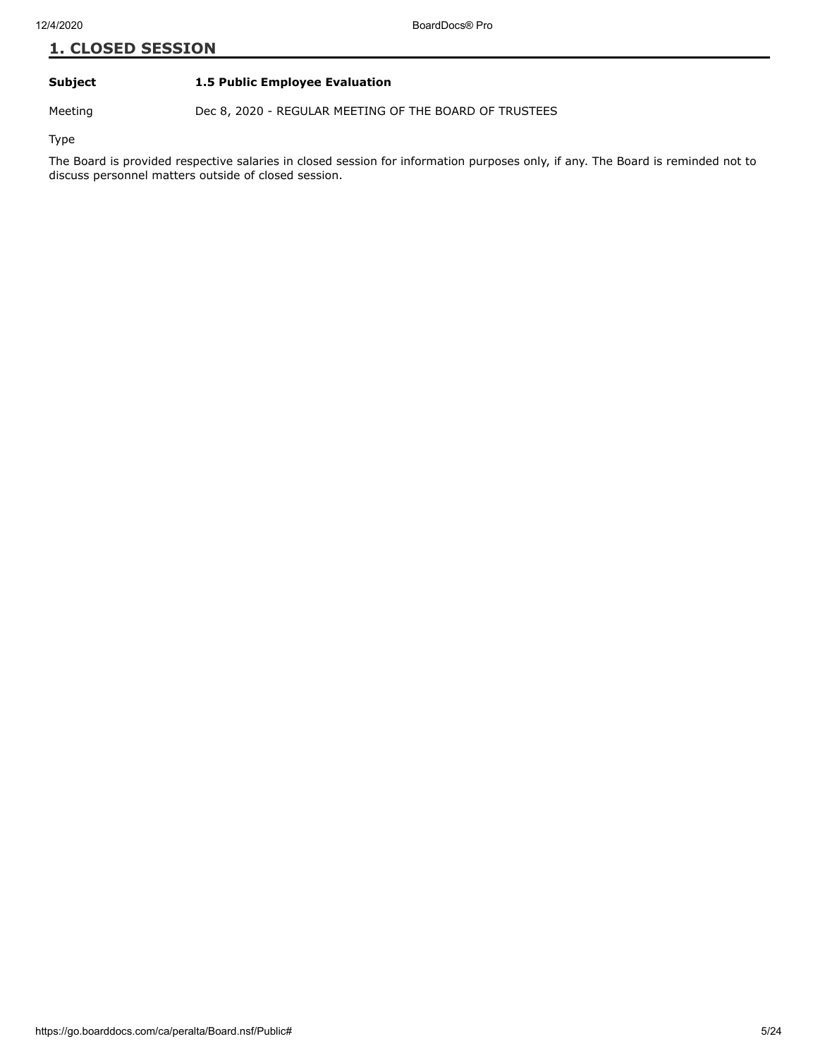## 1. CLOSED SESSION

**Subject** **1.5 Public Employee Evaluation**

Meeting Dec 8, 2020 - REGULAR MEETING OF THE BOARD OF TRUSTEES

Type

The Board is provided respective salaries in closed session for information purposes only, if any. The Board is reminded not to discuss personnel matters outside of closed session.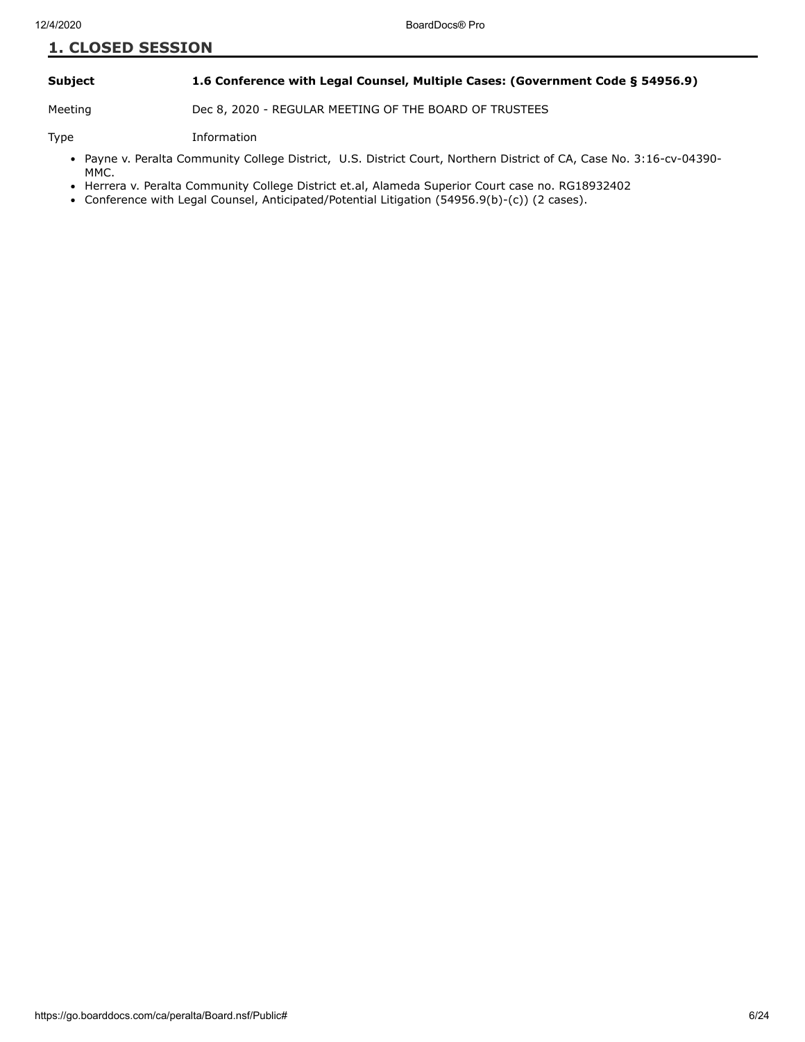## 1. CLOSED SESSION

**Subject** **1.6 Conference with Legal Counsel, Multiple Cases: (Government Code § 54956.9)**

Meeting Dec 8, 2020 - REGULAR MEETING OF THE BOARD OF TRUSTEES

Type Information

- Payne v. Peralta Community College District, U.S. District Court, Northern District of CA, Case No. 3:16-cv-04390-MMC.
- Herrera v. Peralta Community College District et.al, Alameda Superior Court case no. RG18932402
- Conference with Legal Counsel, Anticipated/Potential Litigation (54956.9(b)-(c)) (2 cases).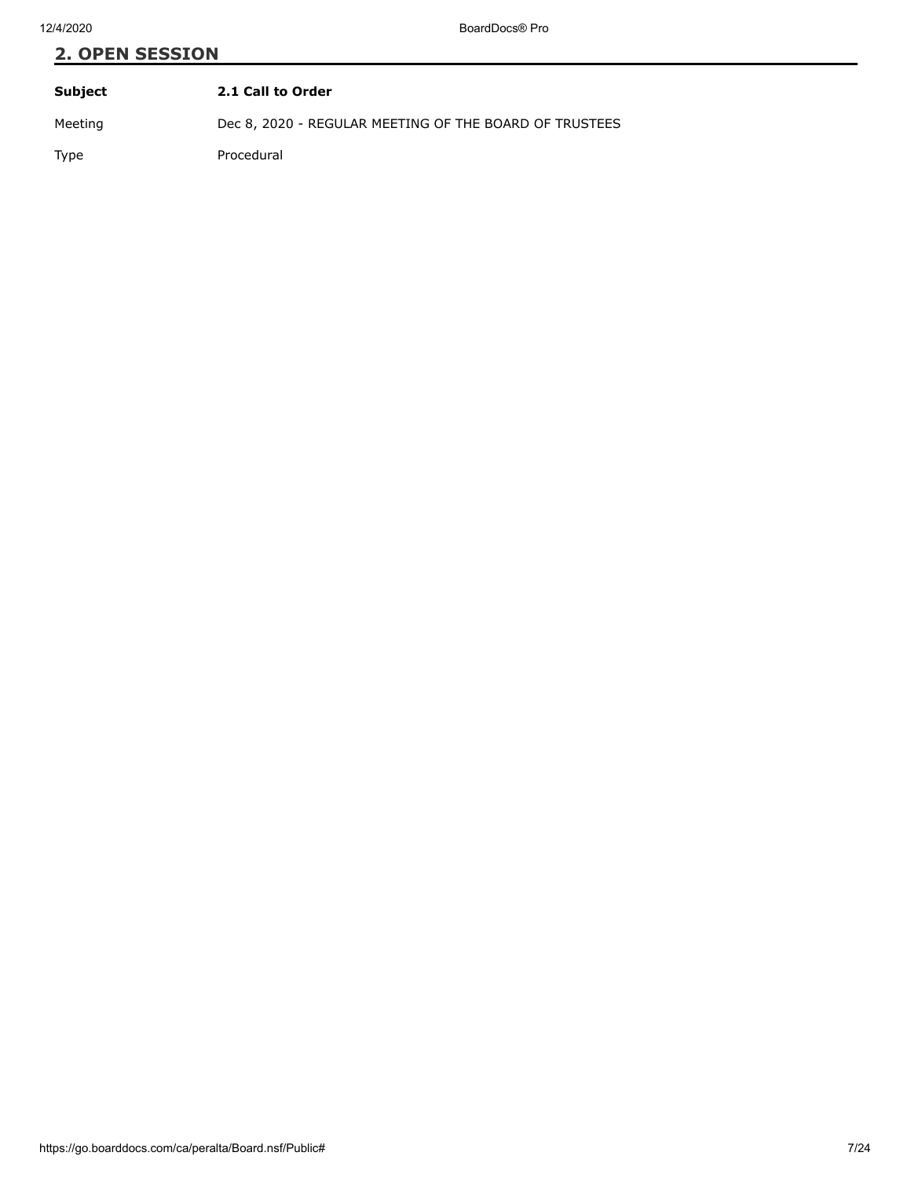## 2. OPEN SESSION

| | |
|---|---|
| **Subject** | **2.1 Call to Order** |
| Meeting | Dec 8, 2020 - REGULAR MEETING OF THE BOARD OF TRUSTEES |
| Type | Procedural |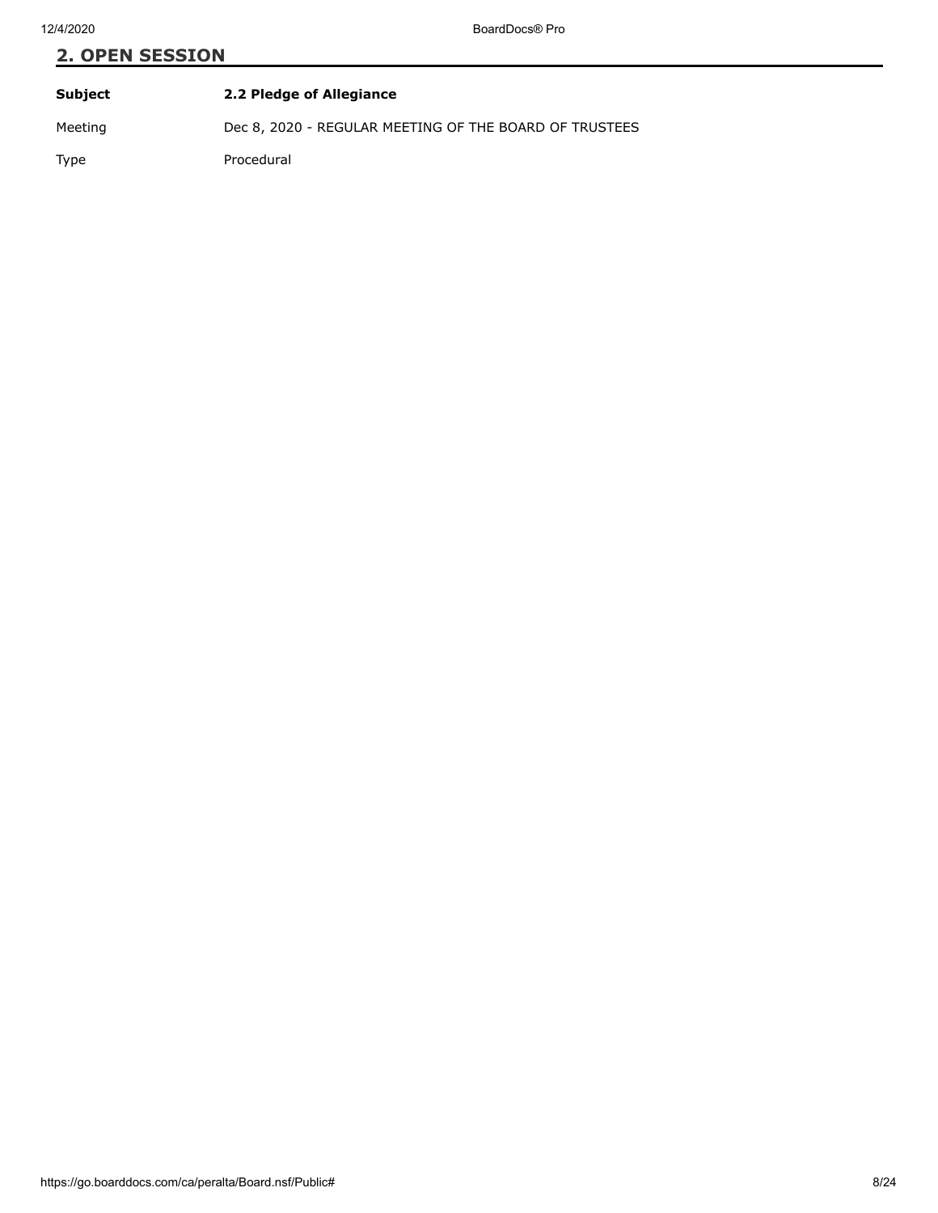## 2. OPEN SESSION

| **Subject** | **2.2 Pledge of Allegiance** |
| --- | --- |
| Meeting | Dec 8, 2020 - REGULAR MEETING OF THE BOARD OF TRUSTEES |
| Type | Procedural |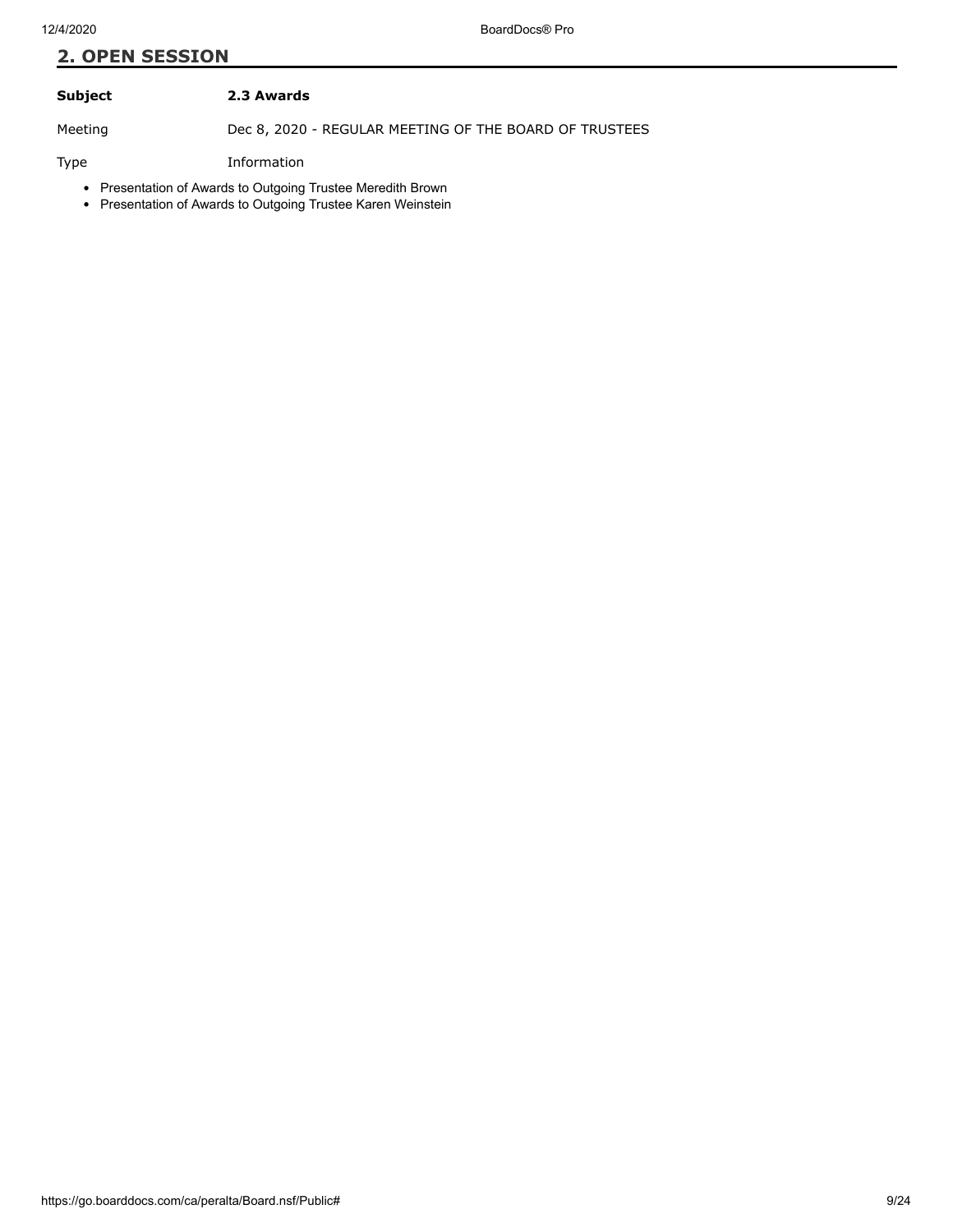## 2. OPEN SESSION

| | |
|---|---|
| **Subject** | **2.3 Awards** |
| Meeting | Dec 8, 2020 - REGULAR MEETING OF THE BOARD OF TRUSTEES |
| Type | Information |

- Presentation of Awards to Outgoing Trustee Meredith Brown
- Presentation of Awards to Outgoing Trustee Karen Weinstein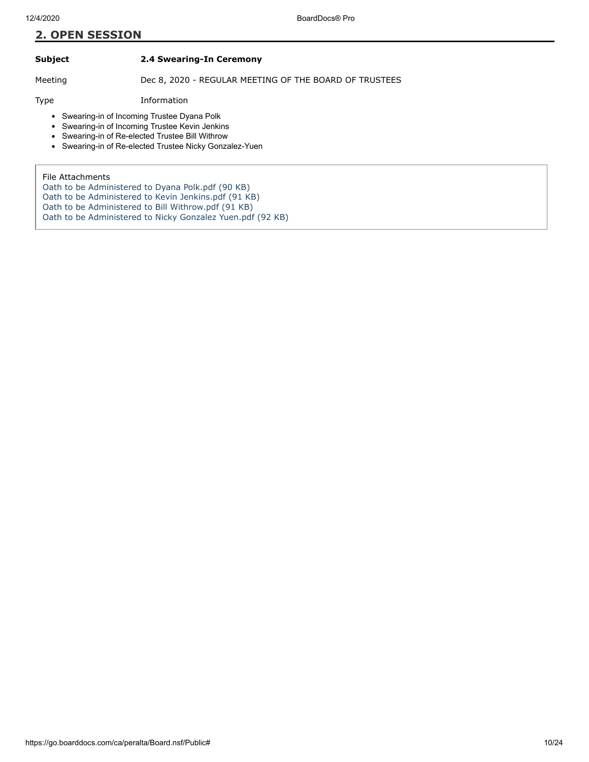## 2. OPEN SESSION

| | |
|---|---|
| **Subject** | **2.4 Swearing-In Ceremony** |
| Meeting | Dec 8, 2020 - REGULAR MEETING OF THE BOARD OF TRUSTEES |
| Type | Information |

- Swearing-in of Incoming Trustee Dyana Polk
- Swearing-in of Incoming Trustee Kevin Jenkins
- Swearing-in of Re-elected Trustee Bill Withrow
- Swearing-in of Re-elected Trustee Nicky Gonzalez-Yuen

File Attachments

Oath to be Administered to Dyana Polk.pdf (90 KB)
Oath to be Administered to Kevin Jenkins.pdf (91 KB)
Oath to be Administered to Bill Withrow.pdf (91 KB)
Oath to be Administered to Nicky Gonzalez Yuen.pdf (92 KB)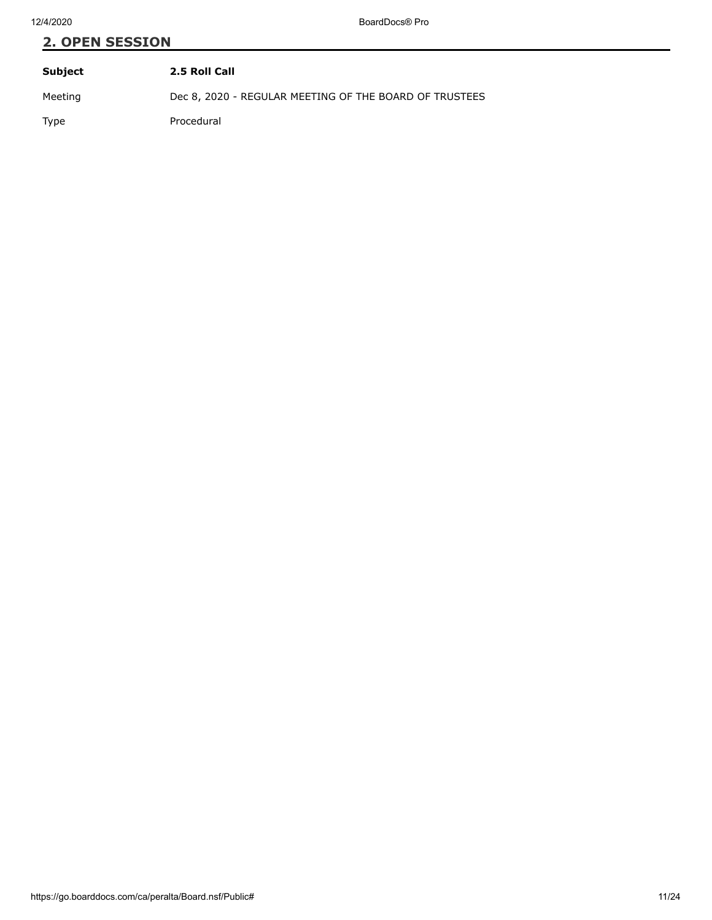## 2. OPEN SESSION

| **Subject** | **2.5 Roll Call** |
| --- | --- |
| Meeting | Dec 8, 2020 - REGULAR MEETING OF THE BOARD OF TRUSTEES |
| Type | Procedural |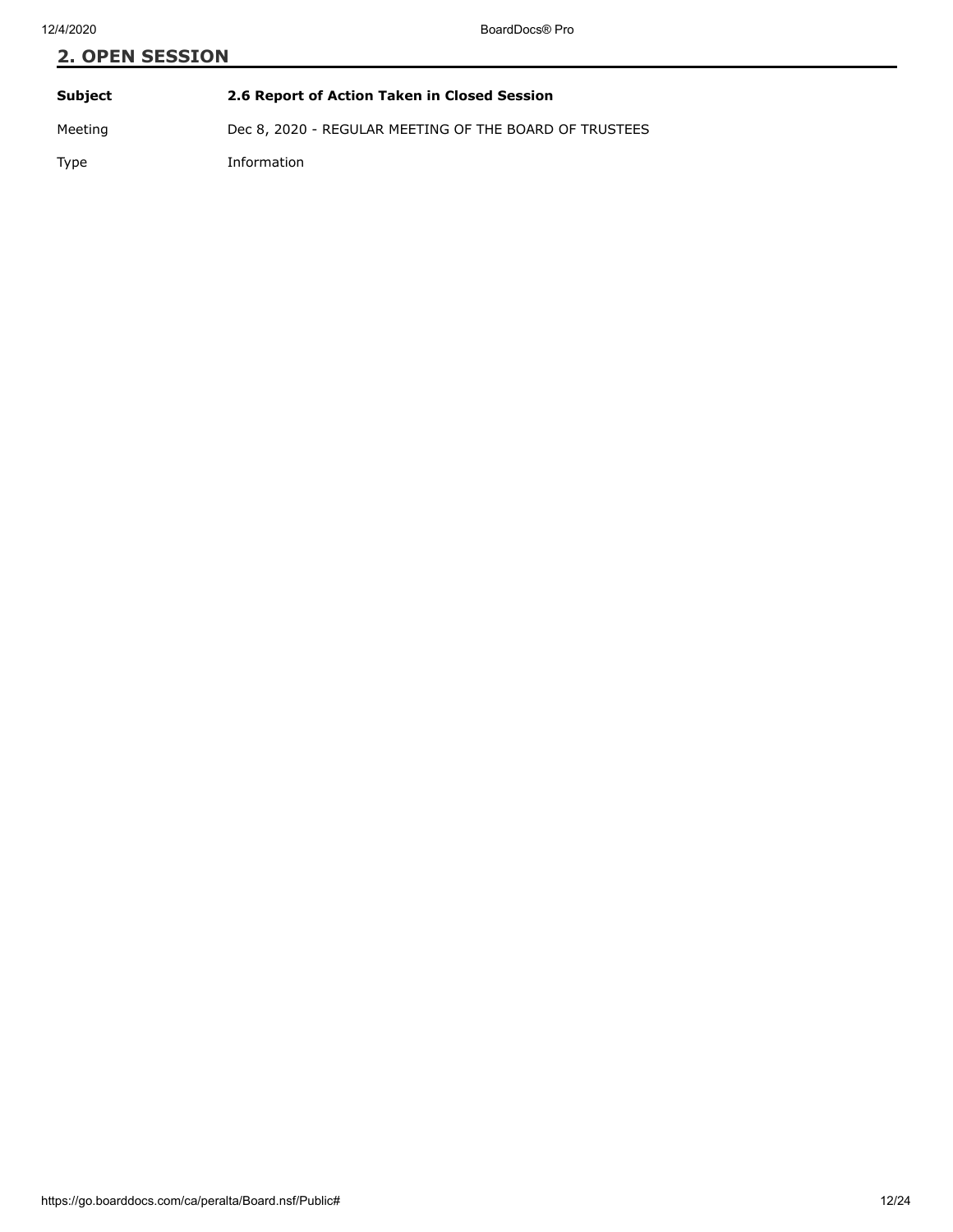## 2. OPEN SESSION

| Subject | 2.6 Report of Action Taken in Closed Session |
| --- | --- |
| Meeting | Dec 8, 2020 - REGULAR MEETING OF THE BOARD OF TRUSTEES |
| Type | Information |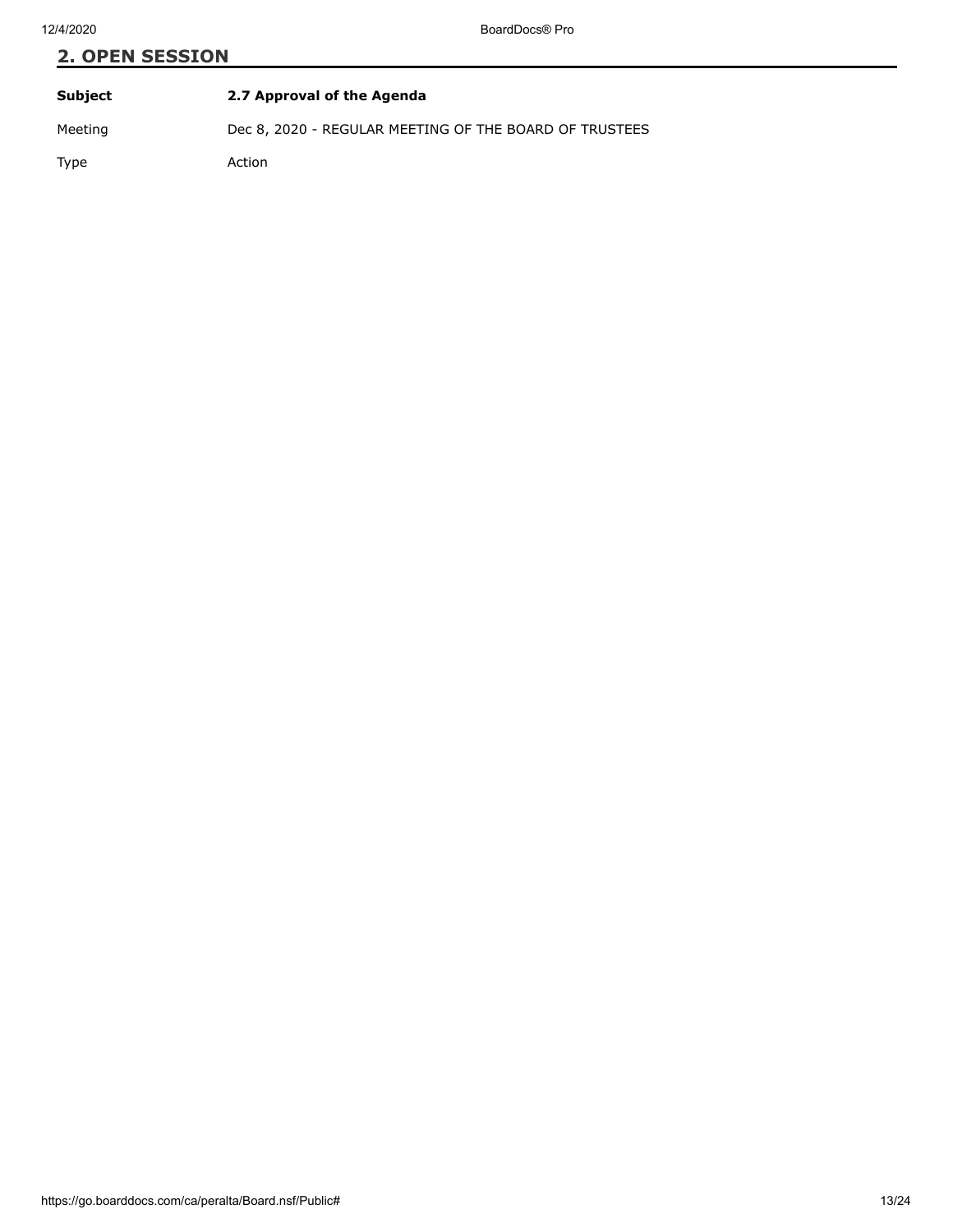## 2. OPEN SESSION

| | |
|---|---|
| **Subject** | **2.7 Approval of the Agenda** |
| Meeting | Dec 8, 2020 - REGULAR MEETING OF THE BOARD OF TRUSTEES |
| Type | Action |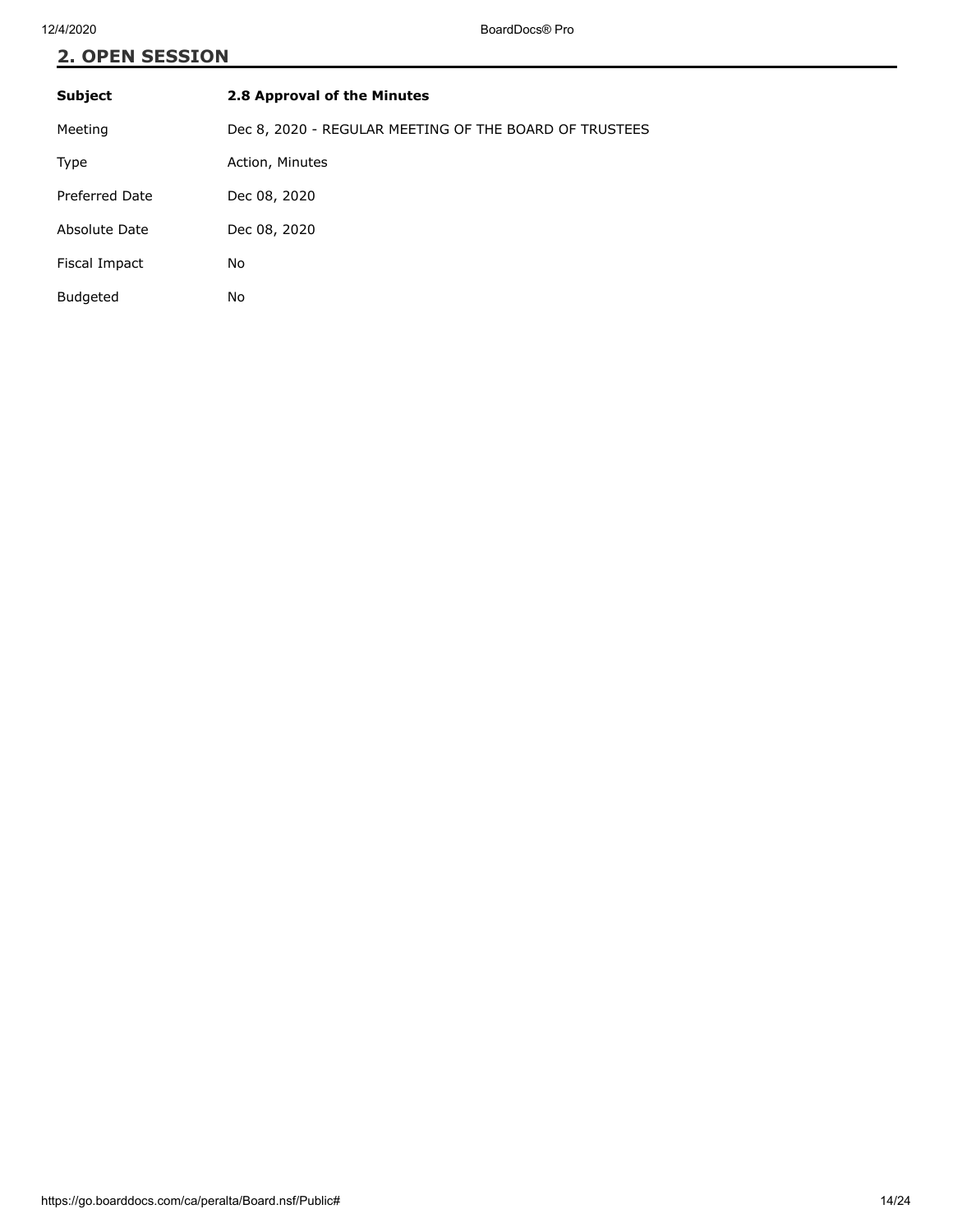## 2. OPEN SESSION

| | |
|---|---|
| **Subject** | **2.8 Approval of the Minutes** |
| Meeting | Dec 8, 2020 - REGULAR MEETING OF THE BOARD OF TRUSTEES |
| Type | Action, Minutes |
| Preferred Date | Dec 08, 2020 |
| Absolute Date | Dec 08, 2020 |
| Fiscal Impact | No |
| Budgeted | No |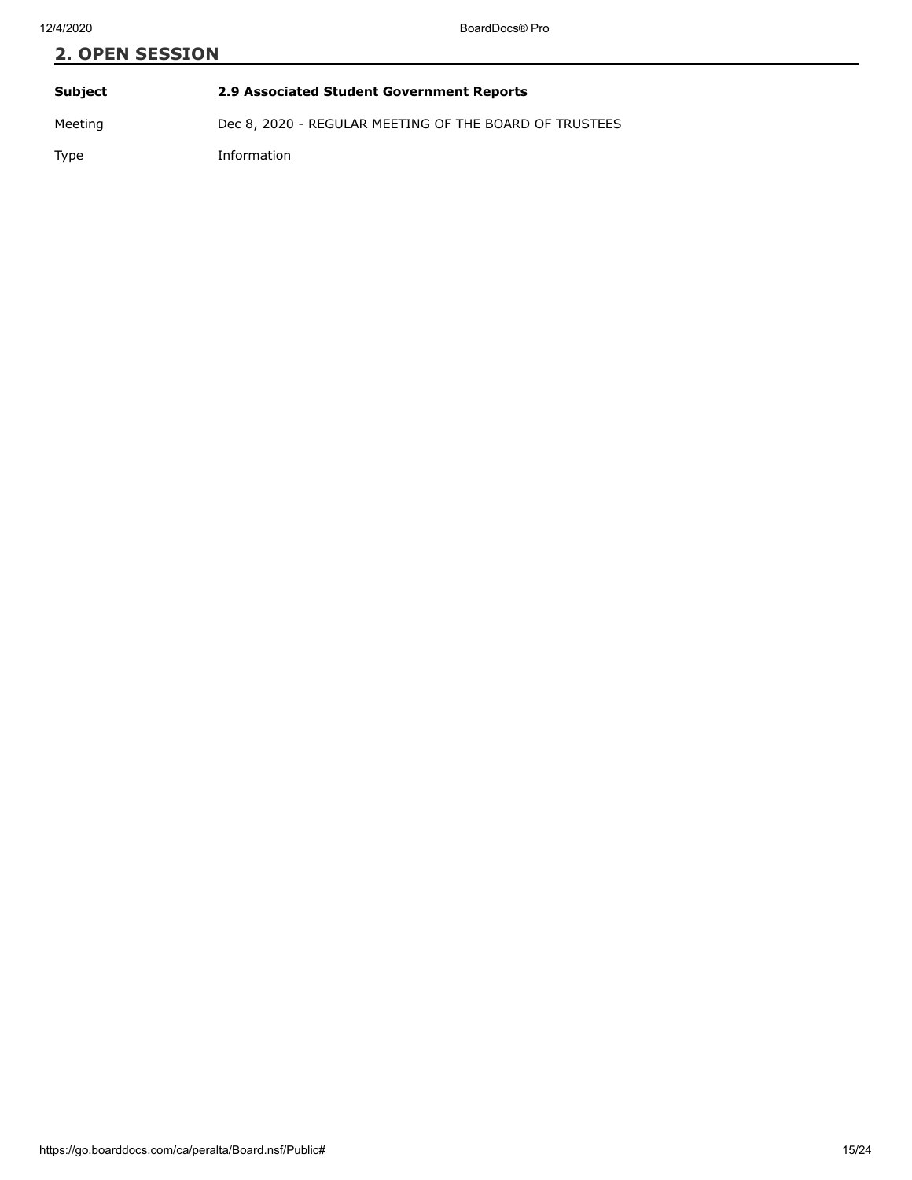## 2. OPEN SESSION

| | |
|---|---|
| **Subject** | **2.9 Associated Student Government Reports** |
| Meeting | Dec 8, 2020 - REGULAR MEETING OF THE BOARD OF TRUSTEES |
| Type | Information |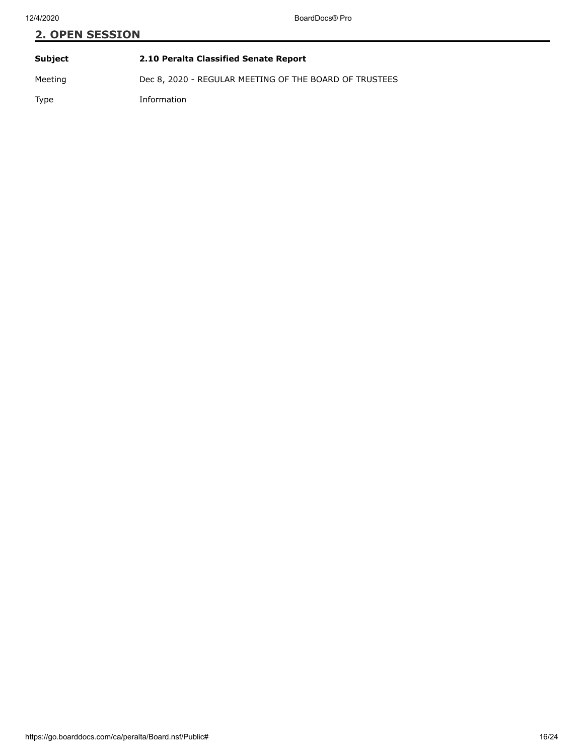## 2. OPEN SESSION

| | |
|---|---|
| **Subject** | **2.10 Peralta Classified Senate Report** |
| Meeting | Dec 8, 2020 - REGULAR MEETING OF THE BOARD OF TRUSTEES |
| Type | Information |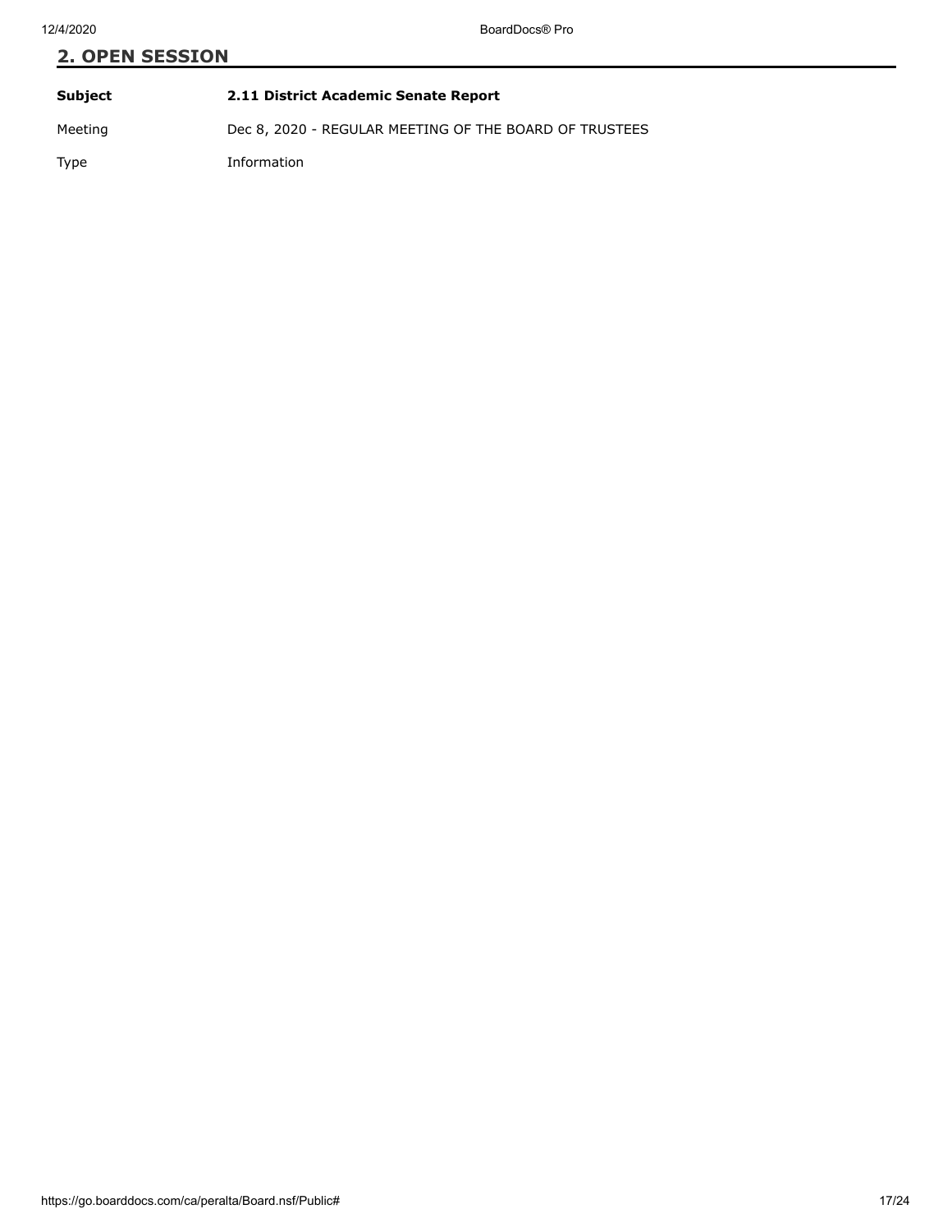## 2. OPEN SESSION

| | |
|---|---|
| **Subject** | **2.11 District Academic Senate Report** |
| Meeting | Dec 8, 2020 - REGULAR MEETING OF THE BOARD OF TRUSTEES |
| Type | Information |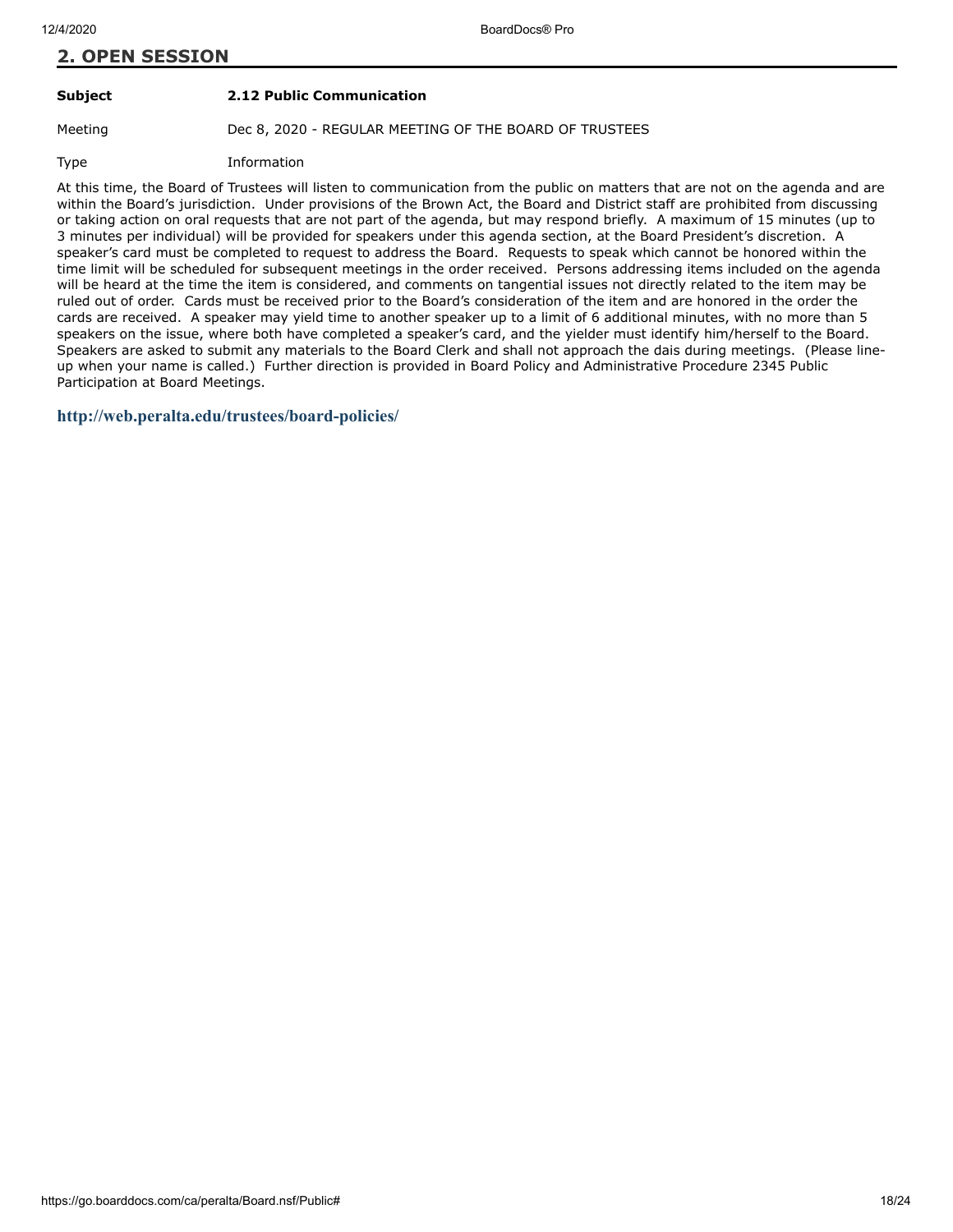## 2. OPEN SESSION

| | |
|---|---|
| **Subject** | **2.12 Public Communication** |
| Meeting | Dec 8, 2020 - REGULAR MEETING OF THE BOARD OF TRUSTEES |
| Type | Information |

At this time, the Board of Trustees will listen to communication from the public on matters that are not on the agenda and are within the Board's jurisdiction. Under provisions of the Brown Act, the Board and District staff are prohibited from discussing or taking action on oral requests that are not part of the agenda, but may respond briefly. A maximum of 15 minutes (up to 3 minutes per individual) will be provided for speakers under this agenda section, at the Board President's discretion. A speaker's card must be completed to request to address the Board. Requests to speak which cannot be honored within the time limit will be scheduled for subsequent meetings in the order received. Persons addressing items included on the agenda will be heard at the time the item is considered, and comments on tangential issues not directly related to the item may be ruled out of order. Cards must be received prior to the Board's consideration of the item and are honored in the order the cards are received. A speaker may yield time to another speaker up to a limit of 6 additional minutes, with no more than 5 speakers on the issue, where both have completed a speaker's card, and the yielder must identify him/herself to the Board. Speakers are asked to submit any materials to the Board Clerk and shall not approach the dais during meetings. (Please line-up when your name is called.) Further direction is provided in Board Policy and Administrative Procedure 2345 Public Participation at Board Meetings.

**http://web.peralta.edu/trustees/board-policies/**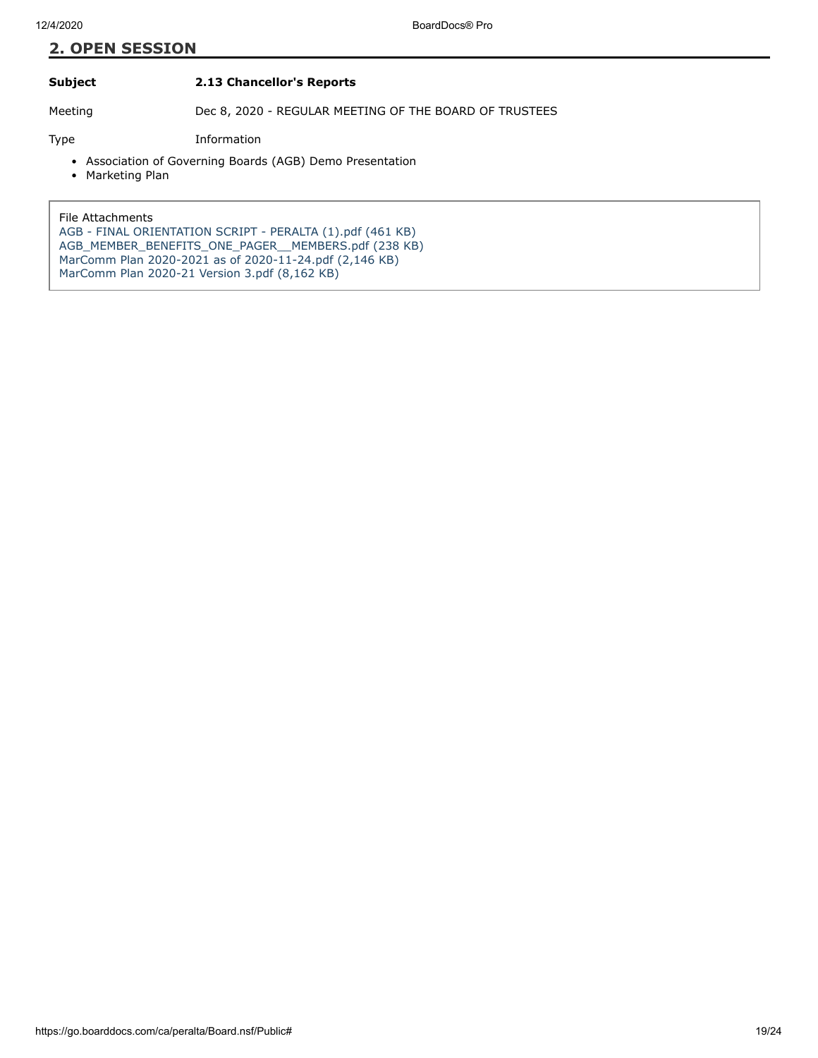## 2. OPEN SESSION

| | |
|---|---|
| **Subject** | **2.13 Chancellor's Reports** |
| Meeting | Dec 8, 2020 - REGULAR MEETING OF THE BOARD OF TRUSTEES |
| Type | Information |

- Association of Governing Boards (AGB) Demo Presentation
- Marketing Plan

File Attachments
AGB - FINAL ORIENTATION SCRIPT - PERALTA (1).pdf (461 KB)
AGB_MEMBER_BENEFITS_ONE_PAGER__MEMBERS.pdf (238 KB)
MarComm Plan 2020-2021 as of 2020-11-24.pdf (2,146 KB)
MarComm Plan 2020-21 Version 3.pdf (8,162 KB)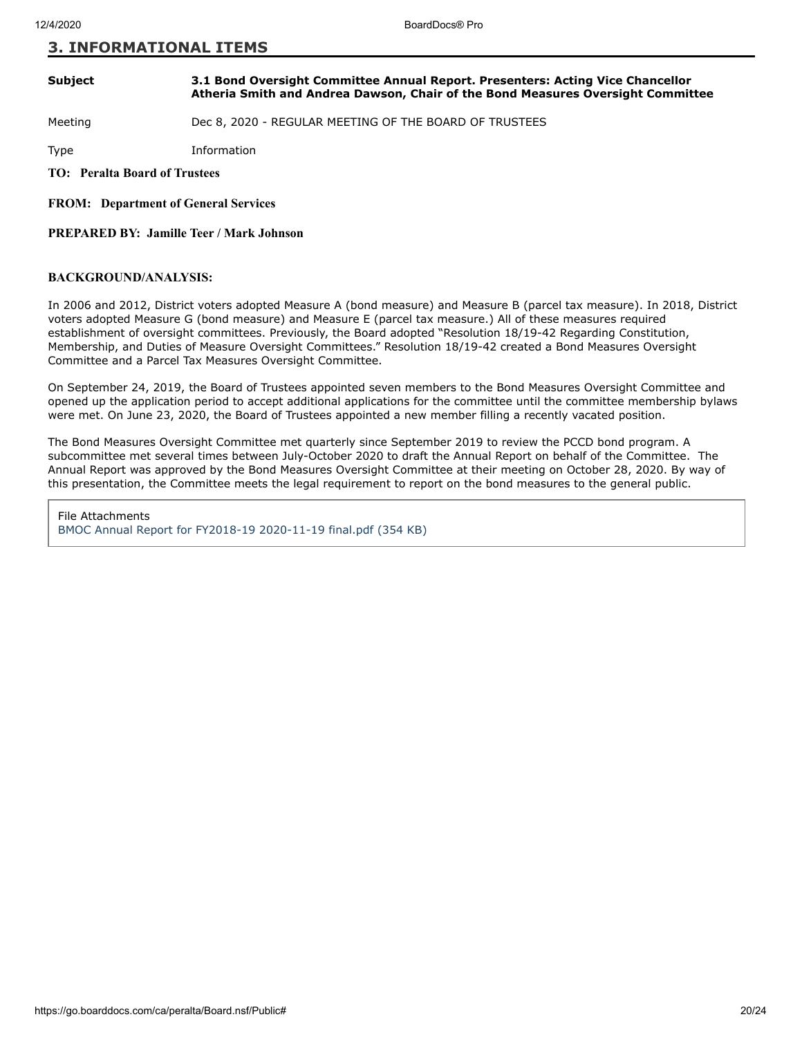## 3. INFORMATIONAL ITEMS

| | |
|---|---|
| **Subject** | **3.1 Bond Oversight Committee Annual Report. Presenters: Acting Vice Chancellor Atheria Smith and Andrea Dawson, Chair of the Bond Measures Oversight Committee** |
| Meeting | Dec 8, 2020 - REGULAR MEETING OF THE BOARD OF TRUSTEES |
| Type | Information |

**TO: Peralta Board of Trustees**

**FROM: Department of General Services**

**PREPARED BY: Jamille Teer / Mark Johnson**

**BACKGROUND/ANALYSIS:**

In 2006 and 2012, District voters adopted Measure A (bond measure) and Measure B (parcel tax measure). In 2018, District voters adopted Measure G (bond measure) and Measure E (parcel tax measure.) All of these measures required establishment of oversight committees. Previously, the Board adopted "Resolution 18/19-42 Regarding Constitution, Membership, and Duties of Measure Oversight Committees." Resolution 18/19-42 created a Bond Measures Oversight Committee and a Parcel Tax Measures Oversight Committee.

On September 24, 2019, the Board of Trustees appointed seven members to the Bond Measures Oversight Committee and opened up the application period to accept additional applications for the committee until the committee membership bylaws were met. On June 23, 2020, the Board of Trustees appointed a new member filling a recently vacated position.

The Bond Measures Oversight Committee met quarterly since September 2019 to review the PCCD bond program. A subcommittee met several times between July-October 2020 to draft the Annual Report on behalf of the Committee. The Annual Report was approved by the Bond Measures Oversight Committee at their meeting on October 28, 2020. By way of this presentation, the Committee meets the legal requirement to report on the bond measures to the general public.

File Attachments
BMOC Annual Report for FY2018-19 2020-11-19 final.pdf (354 KB)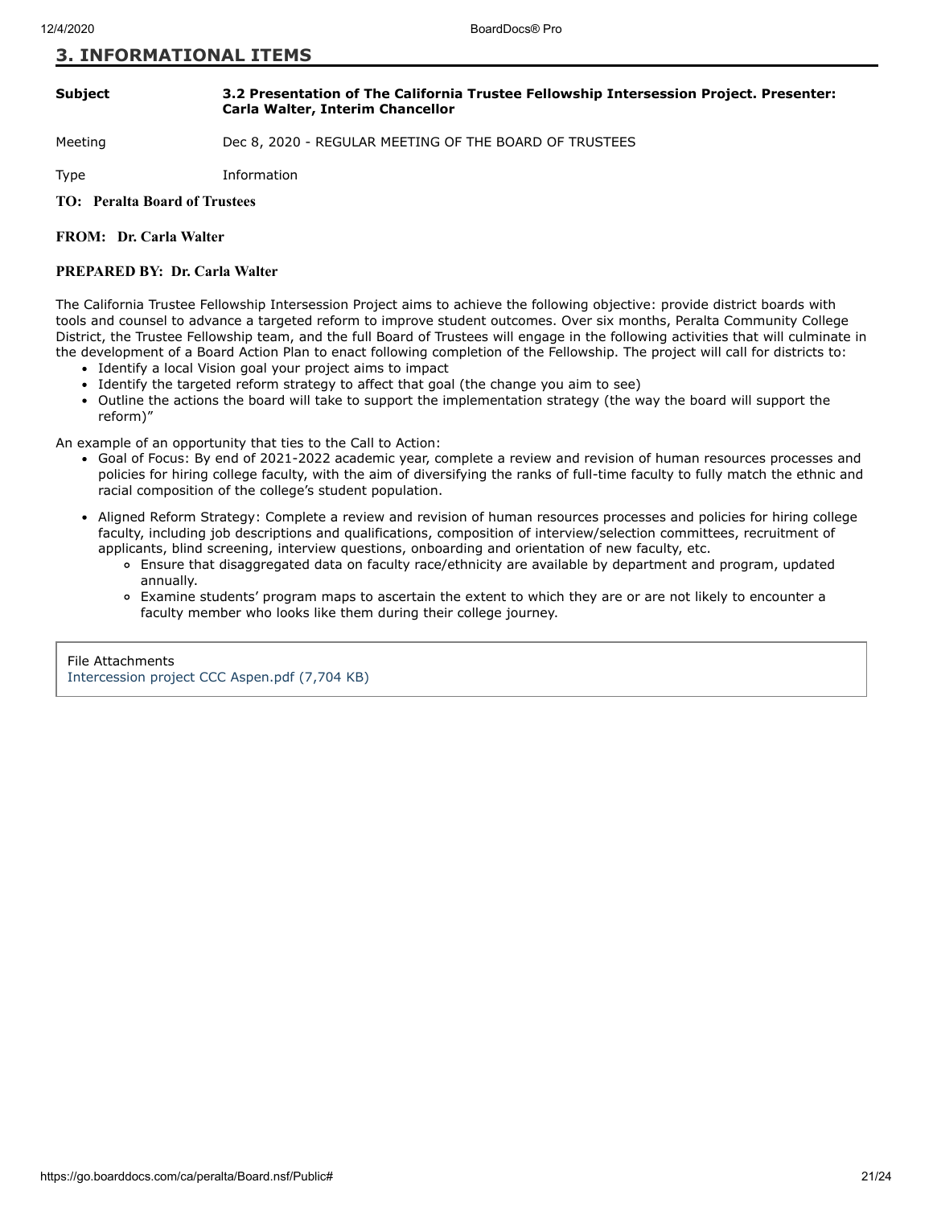## 3. INFORMATIONAL ITEMS

| | |
|---|---|
| **Subject** | **3.2 Presentation of The California Trustee Fellowship Intersession Project. Presenter: Carla Walter, Interim Chancellor** |
| Meeting | Dec 8, 2020 - REGULAR MEETING OF THE BOARD OF TRUSTEES |
| Type | Information |

**TO: Peralta Board of Trustees**

**FROM: Dr. Carla Walter**

**PREPARED BY: Dr. Carla Walter**

The California Trustee Fellowship Intersession Project aims to achieve the following objective: provide district boards with tools and counsel to advance a targeted reform to improve student outcomes. Over six months, Peralta Community College District, the Trustee Fellowship team, and the full Board of Trustees will engage in the following activities that will culminate in the development of a Board Action Plan to enact following completion of the Fellowship. The project will call for districts to:

- Identify a local Vision goal your project aims to impact
- Identify the targeted reform strategy to affect that goal (the change you aim to see)
- Outline the actions the board will take to support the implementation strategy (the way the board will support the reform)"

An example of an opportunity that ties to the Call to Action:

- Goal of Focus: By end of 2021-2022 academic year, complete a review and revision of human resources processes and policies for hiring college faculty, with the aim of diversifying the ranks of full-time faculty to fully match the ethnic and racial composition of the college's student population.
- Aligned Reform Strategy: Complete a review and revision of human resources processes and policies for hiring college faculty, including job descriptions and qualifications, composition of interview/selection committees, recruitment of applicants, blind screening, interview questions, onboarding and orientation of new faculty, etc.
    - Ensure that disaggregated data on faculty race/ethnicity are available by department and program, updated annually.
    - Examine students' program maps to ascertain the extent to which they are or are not likely to encounter a faculty member who looks like them during their college journey.

File Attachments
Intercession project CCC Aspen.pdf (7,704 KB)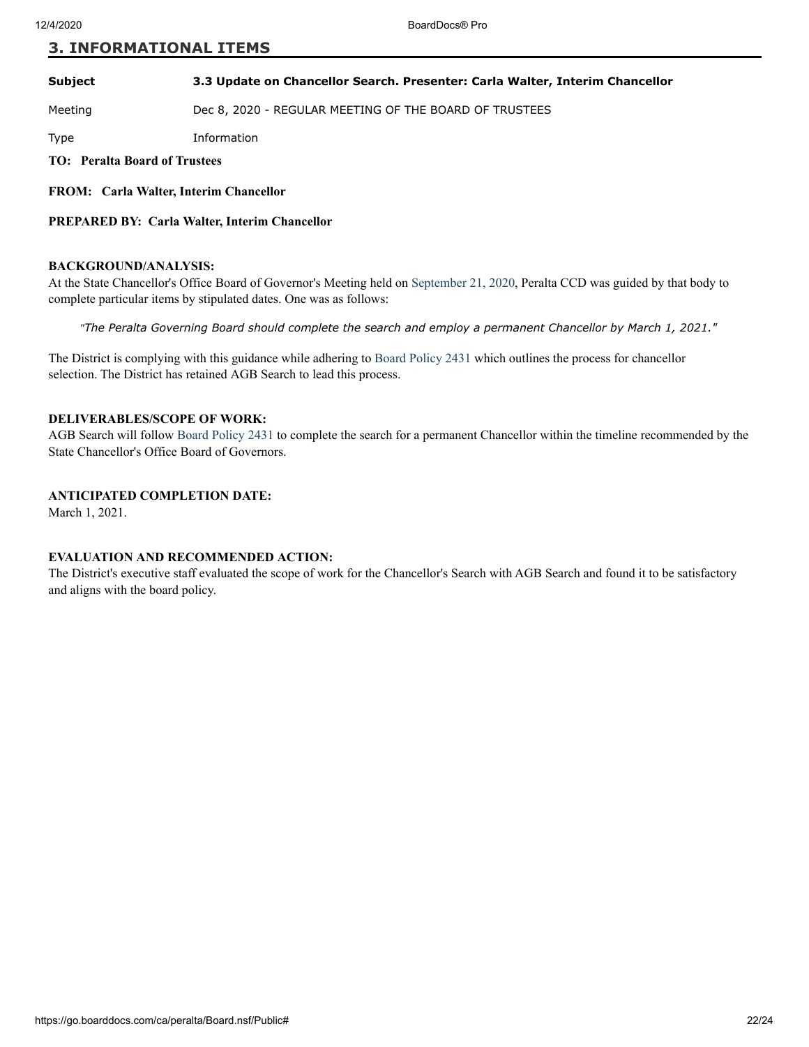## 3. INFORMATIONAL ITEMS

| | |
|---|---|
| **Subject** | **3.3 Update on Chancellor Search. Presenter: Carla Walter, Interim Chancellor** |
| Meeting | Dec 8, 2020 - REGULAR MEETING OF THE BOARD OF TRUSTEES |
| Type | Information |

**TO: Peralta Board of Trustees**

**FROM: Carla Walter, Interim Chancellor**

**PREPARED BY: Carla Walter, Interim Chancellor**

**BACKGROUND/ANALYSIS:**
At the State Chancellor's Office Board of Governor's Meeting held on September 21, 2020, Peralta CCD was guided by that body to complete particular items by stipulated dates. One was as follows:

> "*The Peralta Governing Board should complete the search and employ a permanent Chancellor by March 1, 2021.*"

The District is complying with this guidance while adhering to Board Policy 2431 which outlines the process for chancellor selection. The District has retained AGB Search to lead this process.

**DELIVERABLES/SCOPE OF WORK:**
AGB Search will follow Board Policy 2431 to complete the search for a permanent Chancellor within the timeline recommended by the State Chancellor's Office Board of Governors.

**ANTICIPATED COMPLETION DATE:**
March 1, 2021.

**EVALUATION AND RECOMMENDED ACTION:**
The District's executive staff evaluated the scope of work for the Chancellor's Search with AGB Search and found it to be satisfactory and aligns with the board policy.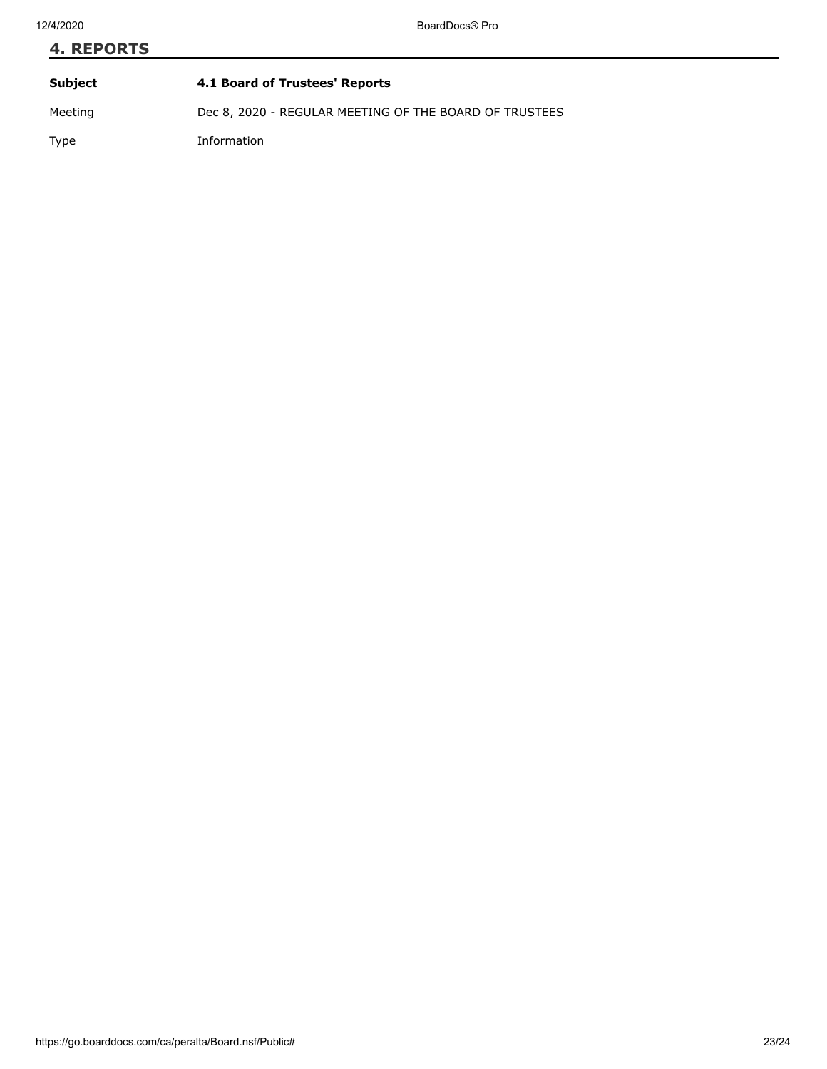## 4. REPORTS

| **Subject** | **4.1 Board of Trustees' Reports** |
| --- | --- |
| Meeting | Dec 8, 2020 - REGULAR MEETING OF THE BOARD OF TRUSTEES |
| Type | Information |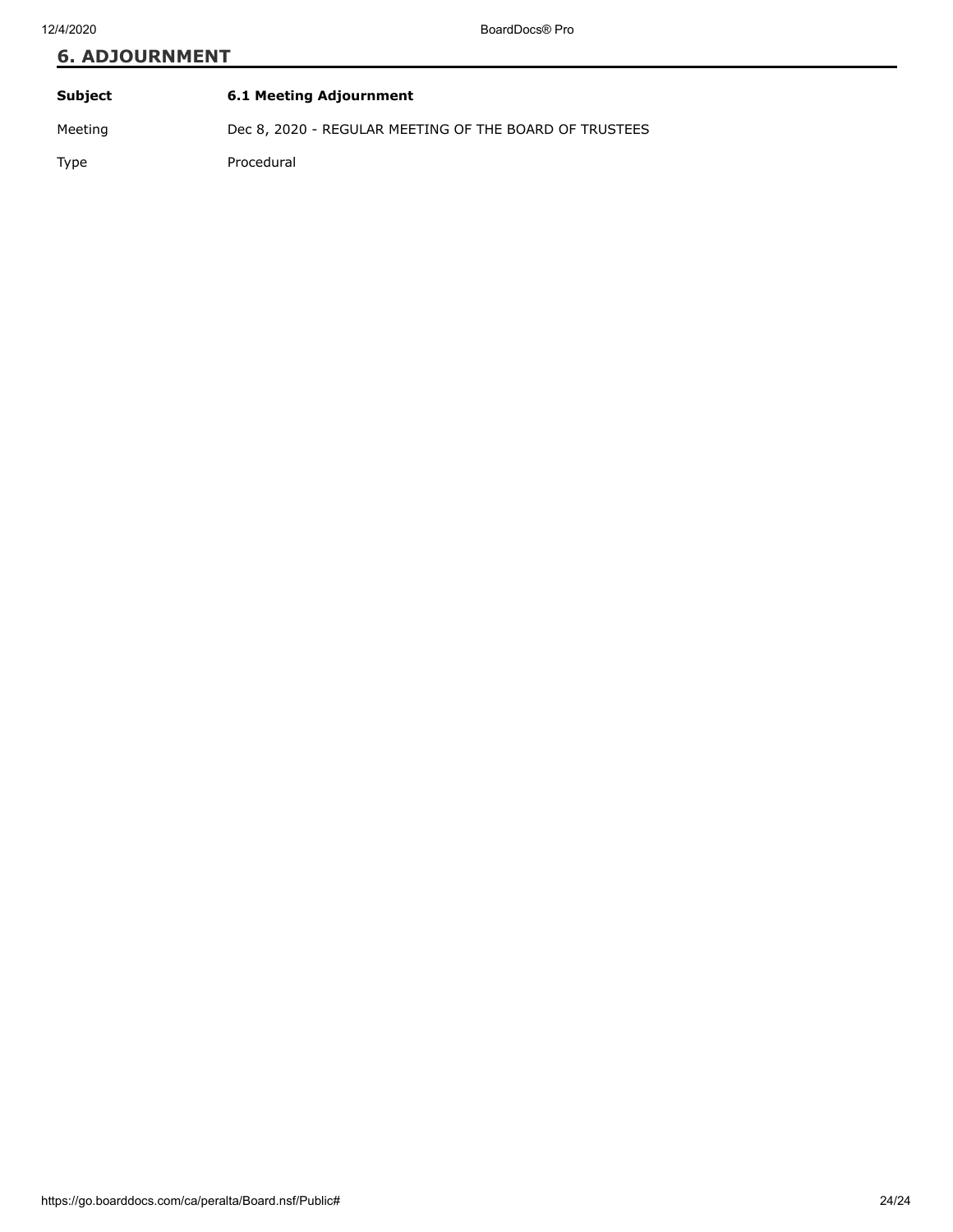## 6. ADJOURNMENT

| | |
|---|---|
| **Subject** | **6.1 Meeting Adjournment** |
| Meeting | Dec 8, 2020 - REGULAR MEETING OF THE BOARD OF TRUSTEES |
| Type | Procedural |